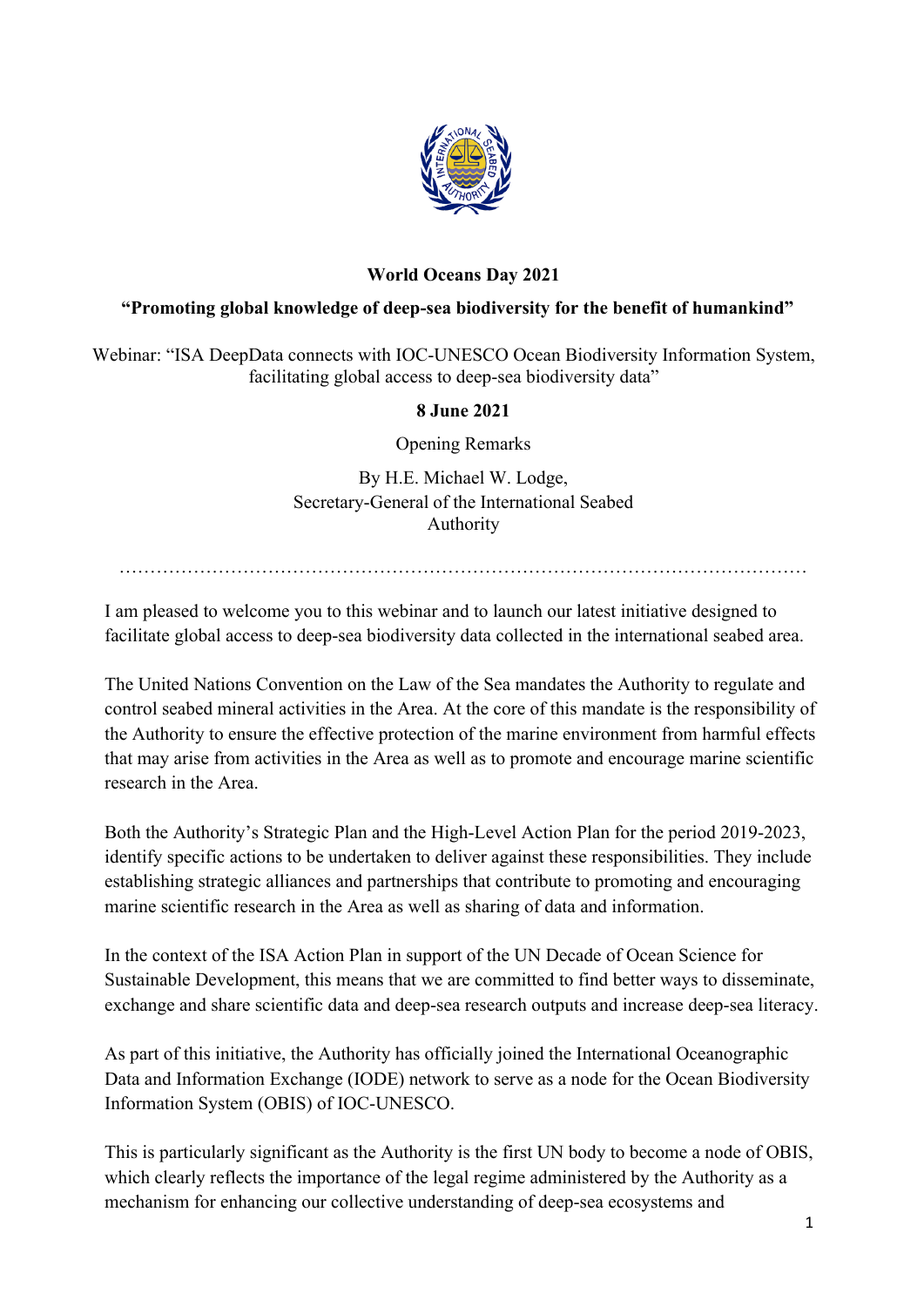**World Oceans Day 2021**

**"Promoting global knowledge of deep-sea biodiversity for the benefit of humankind"**

Webinar: "ISA DeepData connects with IOC-UNESCO Ocean Biodiversity Information System, facilitating global access to deep-sea biodiversity data"

**8 June 2021**

Opening Remarks

By H.E. Michael W. Lodge,
Secretary-General of the International Seabed Authority

…………………………………………………………………………………………………

I am pleased to welcome you to this webinar and to launch our latest initiative designed to facilitate global access to deep-sea biodiversity data collected in the international seabed area.

The United Nations Convention on the Law of the Sea mandates the Authority to regulate and control seabed mineral activities in the Area. At the core of this mandate is the responsibility of the Authority to ensure the effective protection of the marine environment from harmful effects that may arise from activities in the Area as well as to promote and encourage marine scientific research in the Area.

Both the Authority's Strategic Plan and the High-Level Action Plan for the period 2019-2023, identify specific actions to be undertaken to deliver against these responsibilities. They include establishing strategic alliances and partnerships that contribute to promoting and encouraging marine scientific research in the Area as well as sharing of data and information.

In the context of the ISA Action Plan in support of the UN Decade of Ocean Science for Sustainable Development, this means that we are committed to find better ways to disseminate, exchange and share scientific data and deep-sea research outputs and increase deep-sea literacy.

As part of this initiative, the Authority has officially joined the International Oceanographic Data and Information Exchange (IODE) network to serve as a node for the Ocean Biodiversity Information System (OBIS) of IOC-UNESCO.

This is particularly significant as the Authority is the first UN body to become a node of OBIS, which clearly reflects the importance of the legal regime administered by the Authority as a mechanism for enhancing our collective understanding of deep-sea ecosystems and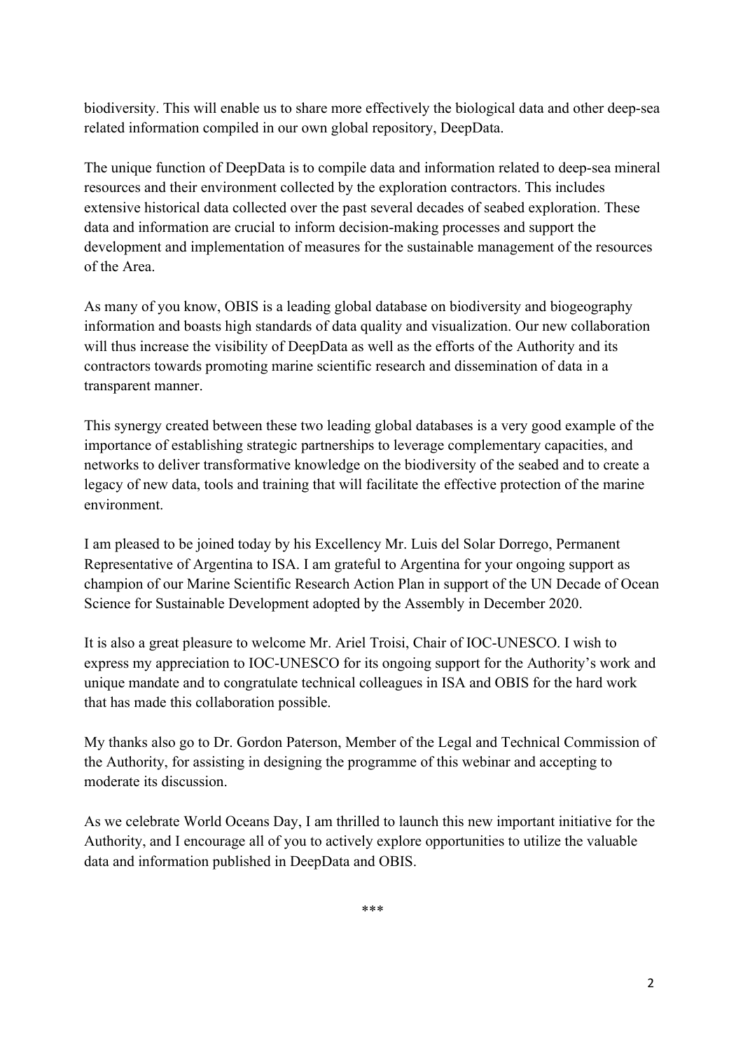biodiversity. This will enable us to share more effectively the biological data and other deep-sea related information compiled in our own global repository, DeepData.

The unique function of DeepData is to compile data and information related to deep-sea mineral resources and their environment collected by the exploration contractors. This includes extensive historical data collected over the past several decades of seabed exploration. These data and information are crucial to inform decision-making processes and support the development and implementation of measures for the sustainable management of the resources of the Area.

As many of you know, OBIS is a leading global database on biodiversity and biogeography information and boasts high standards of data quality and visualization. Our new collaboration will thus increase the visibility of DeepData as well as the efforts of the Authority and its contractors towards promoting marine scientific research and dissemination of data in a transparent manner.

This synergy created between these two leading global databases is a very good example of the importance of establishing strategic partnerships to leverage complementary capacities, and networks to deliver transformative knowledge on the biodiversity of the seabed and to create a legacy of new data, tools and training that will facilitate the effective protection of the marine environment.

I am pleased to be joined today by his Excellency Mr. Luis del Solar Dorrego, Permanent Representative of Argentina to ISA. I am grateful to Argentina for your ongoing support as champion of our Marine Scientific Research Action Plan in support of the UN Decade of Ocean Science for Sustainable Development adopted by the Assembly in December 2020.

It is also a great pleasure to welcome Mr. Ariel Troisi, Chair of IOC-UNESCO. I wish to express my appreciation to IOC-UNESCO for its ongoing support for the Authority's work and unique mandate and to congratulate technical colleagues in ISA and OBIS for the hard work that has made this collaboration possible.

My thanks also go to Dr. Gordon Paterson, Member of the Legal and Technical Commission of the Authority, for assisting in designing the programme of this webinar and accepting to moderate its discussion.

As we celebrate World Oceans Day, I am thrilled to launch this new important initiative for the Authority, and I encourage all of you to actively explore opportunities to utilize the valuable data and information published in DeepData and OBIS.

***